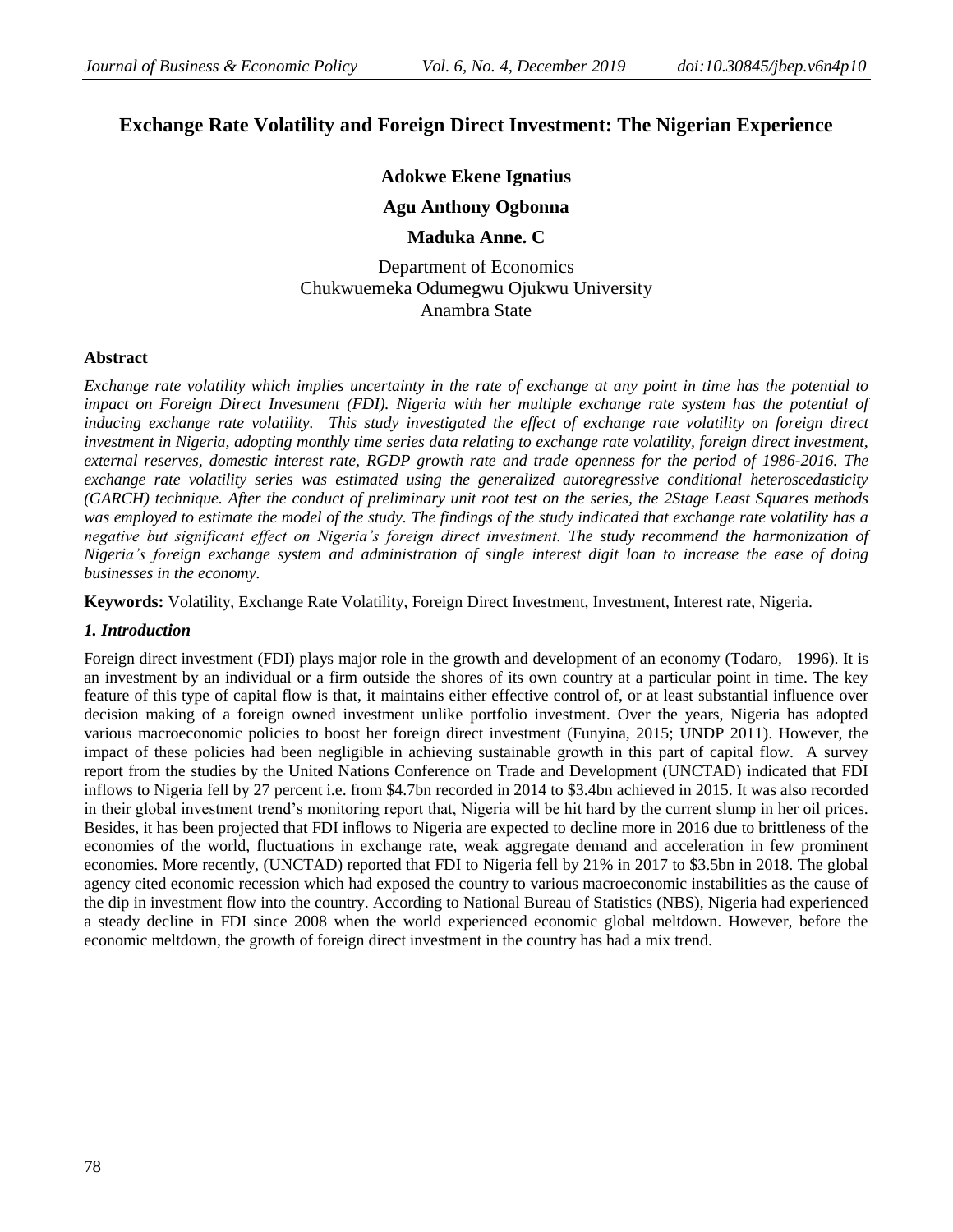# Exchange Rate Volatility and Foreign Direct Investment: The Nigerian Experience

**Adokwe Ekene Ignatius**

**Agu Anthony Ogbonna**

**Maduka Anne. C**

Department of Economics
Chukwuemeka Odumegwu Ojukwu University
Anambra State

## Abstract

*Exchange rate volatility which implies uncertainty in the rate of exchange at any point in time has the potential to impact on Foreign Direct Investment (FDI). Nigeria with her multiple exchange rate system has the potential of inducing exchange rate volatility. This study investigated the effect of exchange rate volatility on foreign direct investment in Nigeria, adopting monthly time series data relating to exchange rate volatility, foreign direct investment, external reserves, domestic interest rate, RGDP growth rate and trade openness for the period of 1986-2016. The exchange rate volatility series was estimated using the generalized autoregressive conditional heteroscedasticity (GARCH) technique. After the conduct of preliminary unit root test on the series, the 2Stage Least Squares methods was employed to estimate the model of the study. The findings of the study indicated that exchange rate volatility has a negative but significant effect on Nigeria's foreign direct investment. The study recommend the harmonization of Nigeria's foreign exchange system and administration of single interest digit loan to increase the ease of doing businesses in the economy.*

**Keywords:** Volatility, Exchange Rate Volatility, Foreign Direct Investment, Investment, Interest rate, Nigeria.

## *1. Introduction*

Foreign direct investment (FDI) plays major role in the growth and development of an economy (Todaro, 1996). It is an investment by an individual or a firm outside the shores of its own country at a particular point in time. The key feature of this type of capital flow is that, it maintains either effective control of, or at least substantial influence over decision making of a foreign owned investment unlike portfolio investment. Over the years, Nigeria has adopted various macroeconomic policies to boost her foreign direct investment (Funyina, 2015; UNDP 2011). However, the impact of these policies had been negligible in achieving sustainable growth in this part of capital flow. A survey report from the studies by the United Nations Conference on Trade and Development (UNCTAD) indicated that FDI inflows to Nigeria fell by 27 percent i.e. from \$4.7bn recorded in 2014 to \$3.4bn achieved in 2015. It was also recorded in their global investment trend's monitoring report that, Nigeria will be hit hard by the current slump in her oil prices. Besides, it has been projected that FDI inflows to Nigeria are expected to decline more in 2016 due to brittleness of the economies of the world, fluctuations in exchange rate, weak aggregate demand and acceleration in few prominent economies. More recently, (UNCTAD) reported that FDI to Nigeria fell by 21% in 2017 to \$3.5bn in 2018. The global agency cited economic recession which had exposed the country to various macroeconomic instabilities as the cause of the dip in investment flow into the country. According to National Bureau of Statistics (NBS), Nigeria had experienced a steady decline in FDI since 2008 when the world experienced economic global meltdown. However, before the economic meltdown, the growth of foreign direct investment in the country has had a mix trend.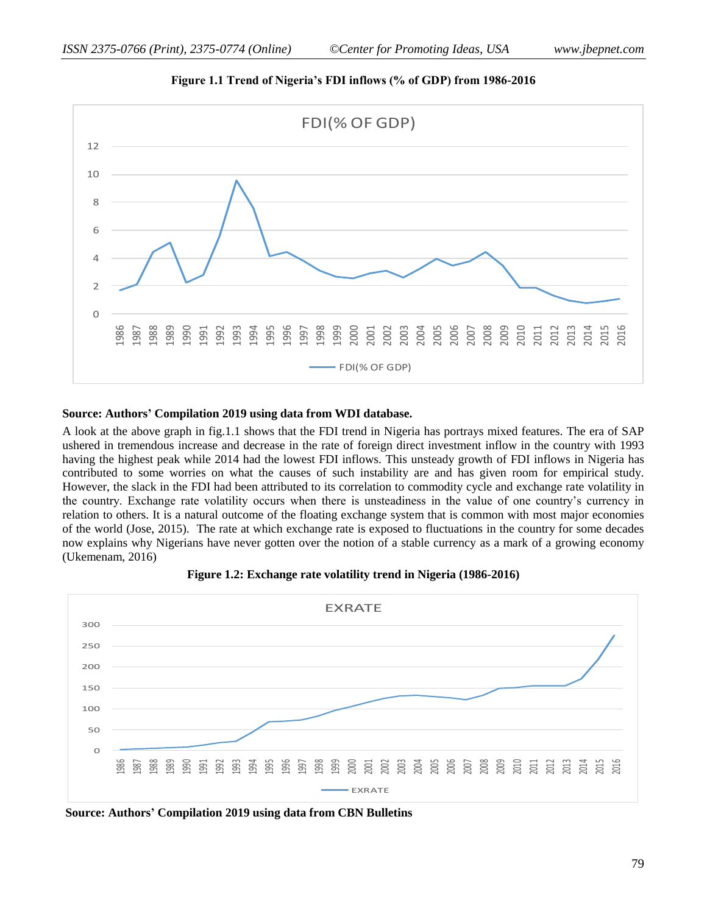**Figure 1.1 Trend of Nigeria's FDI inflows (% of GDP) from 1986-2016**

**Source: Authors' Compilation 2019 using data from WDI database.**

A look at the above graph in fig.1.1 shows that the FDI trend in Nigeria has portrays mixed features. The era of SAP ushered in tremendous increase and decrease in the rate of foreign direct investment inflow in the country with 1993 having the highest peak while 2014 had the lowest FDI inflows. This unsteady growth of FDI inflows in Nigeria has contributed to some worries on what the causes of such instability are and has given room for empirical study. However, the slack in the FDI had been attributed to its correlation to commodity cycle and exchange rate volatility in the country. Exchange rate volatility occurs when there is unsteadiness in the value of one country's currency in relation to others. It is a natural outcome of the floating exchange system that is common with most major economies of the world (Jose, 2015). The rate at which exchange rate is exposed to fluctuations in the country for some decades now explains why Nigerians have never gotten over the notion of a stable currency as a mark of a growing economy (Ukemenam, 2016)

**Figure 1.2: Exchange rate volatility trend in Nigeria (1986-2016)**

**Source: Authors' Compilation 2019 using data from CBN Bulletins**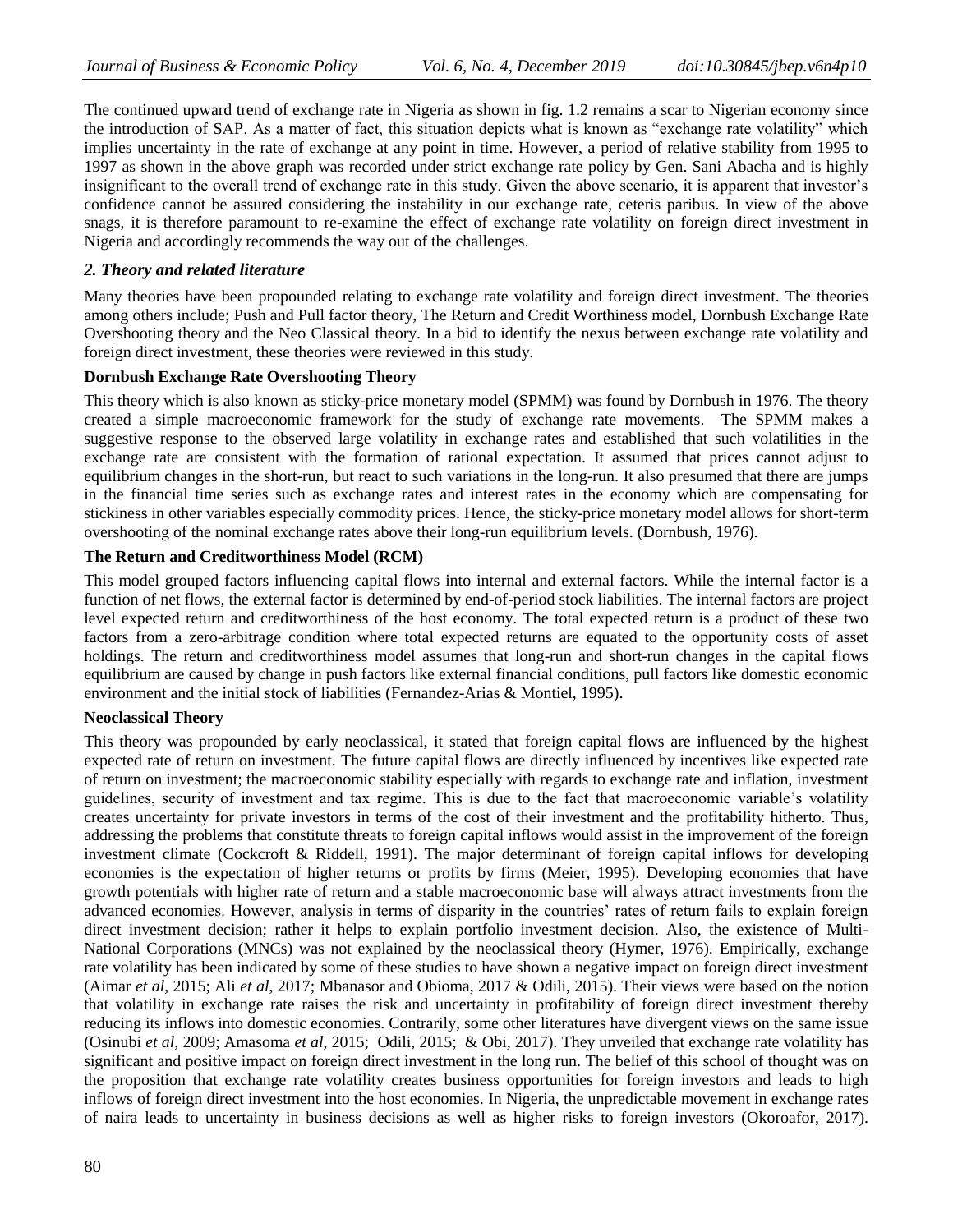The continued upward trend of exchange rate in Nigeria as shown in fig. 1.2 remains a scar to Nigerian economy since the introduction of SAP. As a matter of fact, this situation depicts what is known as "exchange rate volatility" which implies uncertainty in the rate of exchange at any point in time. However, a period of relative stability from 1995 to 1997 as shown in the above graph was recorded under strict exchange rate policy by Gen. Sani Abacha and is highly insignificant to the overall trend of exchange rate in this study. Given the above scenario, it is apparent that investor's confidence cannot be assured considering the instability in our exchange rate, ceteris paribus. In view of the above snags, it is therefore paramount to re-examine the effect of exchange rate volatility on foreign direct investment in Nigeria and accordingly recommends the way out of the challenges.

## *2. Theory and related literature*

Many theories have been propounded relating to exchange rate volatility and foreign direct investment. The theories among others include; Push and Pull factor theory, The Return and Credit Worthiness model, Dornbush Exchange Rate Overshooting theory and the Neo Classical theory. In a bid to identify the nexus between exchange rate volatility and foreign direct investment, these theories were reviewed in this study.

### Dornbush Exchange Rate Overshooting Theory

This theory which is also known as sticky-price monetary model (SPMM) was found by Dornbush in 1976. The theory created a simple macroeconomic framework for the study of exchange rate movements. The SPMM makes a suggestive response to the observed large volatility in exchange rates and established that such volatilities in the exchange rate are consistent with the formation of rational expectation. It assumed that prices cannot adjust to equilibrium changes in the short-run, but react to such variations in the long-run. It also presumed that there are jumps in the financial time series such as exchange rates and interest rates in the economy which are compensating for stickiness in other variables especially commodity prices. Hence, the sticky-price monetary model allows for short-term overshooting of the nominal exchange rates above their long-run equilibrium levels. (Dornbush, 1976).

### The Return and Creditworthiness Model (RCM)

This model grouped factors influencing capital flows into internal and external factors. While the internal factor is a function of net flows, the external factor is determined by end-of-period stock liabilities. The internal factors are project level expected return and creditworthiness of the host economy. The total expected return is a product of these two factors from a zero-arbitrage condition where total expected returns are equated to the opportunity costs of asset holdings. The return and creditworthiness model assumes that long-run and short-run changes in the capital flows equilibrium are caused by change in push factors like external financial conditions, pull factors like domestic economic environment and the initial stock of liabilities (Fernandez-Arias & Montiel, 1995).

### Neoclassical Theory

This theory was propounded by early neoclassical, it stated that foreign capital flows are influenced by the highest expected rate of return on investment. The future capital flows are directly influenced by incentives like expected rate of return on investment; the macroeconomic stability especially with regards to exchange rate and inflation, investment guidelines, security of investment and tax regime. This is due to the fact that macroeconomic variable's volatility creates uncertainty for private investors in terms of the cost of their investment and the profitability hitherto. Thus, addressing the problems that constitute threats to foreign capital inflows would assist in the improvement of the foreign investment climate (Cockcroft & Riddell, 1991). The major determinant of foreign capital inflows for developing economies is the expectation of higher returns or profits by firms (Meier, 1995). Developing economies that have growth potentials with higher rate of return and a stable macroeconomic base will always attract investments from the advanced economies. However, analysis in terms of disparity in the countries' rates of return fails to explain foreign direct investment decision; rather it helps to explain portfolio investment decision. Also, the existence of Multi-National Corporations (MNCs) was not explained by the neoclassical theory (Hymer, 1976). Empirically, exchange rate volatility has been indicated by some of these studies to have shown a negative impact on foreign direct investment (Aimar *et al*, 2015; Ali *et al*, 2017; Mbanasor and Obioma, 2017 & Odili, 2015). Their views were based on the notion that volatility in exchange rate raises the risk and uncertainty in profitability of foreign direct investment thereby reducing its inflows into domestic economies. Contrarily, some other literatures have divergent views on the same issue (Osinubi *et al*, 2009; Amasoma *et al*, 2015; Odili, 2015; & Obi, 2017). They unveiled that exchange rate volatility has significant and positive impact on foreign direct investment in the long run. The belief of this school of thought was on the proposition that exchange rate volatility creates business opportunities for foreign investors and leads to high inflows of foreign direct investment into the host economies. In Nigeria, the unpredictable movement in exchange rates of naira leads to uncertainty in business decisions as well as higher risks to foreign investors (Okoroafor, 2017).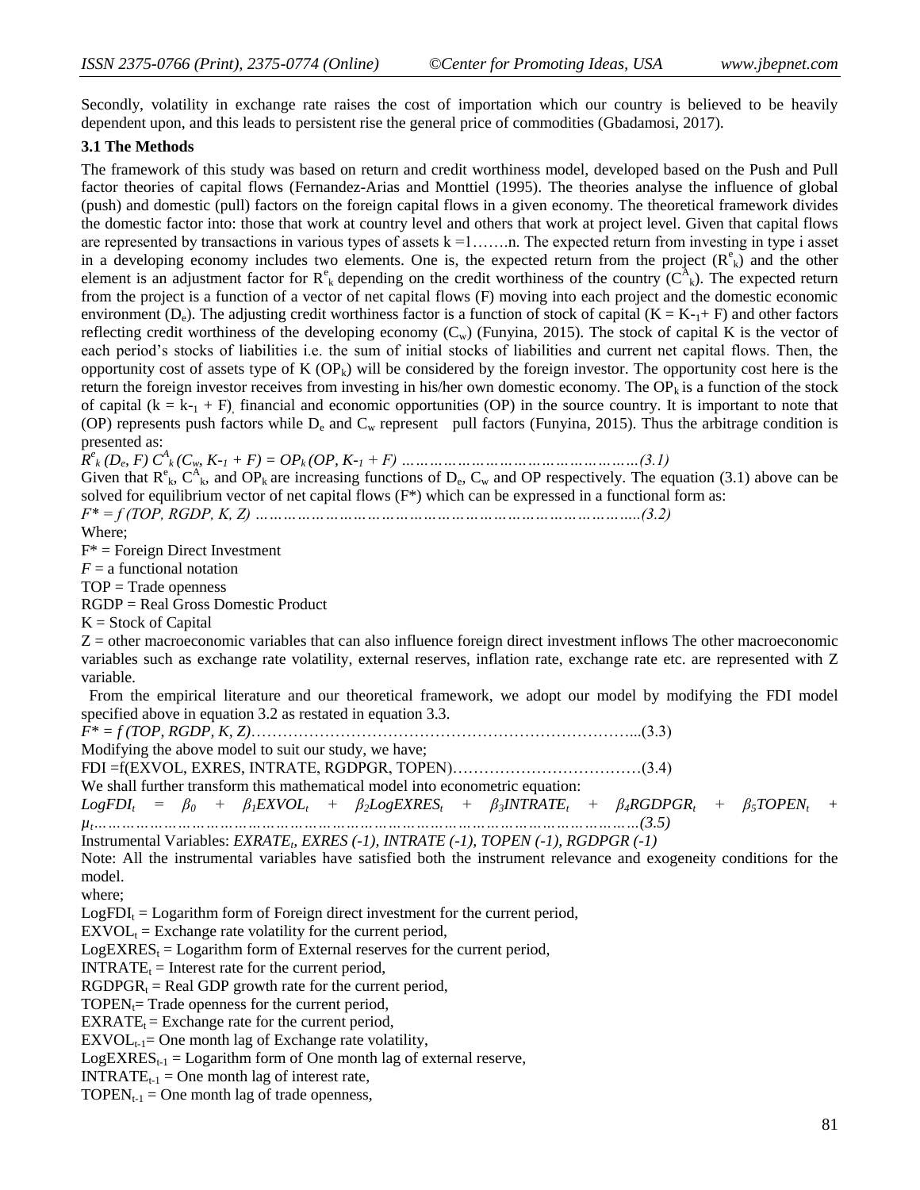Secondly, volatility in exchange rate raises the cost of importation which our country is believed to be heavily dependent upon, and this leads to persistent rise the general price of commodities (Gbadamosi, 2017).

### 3.1 The Methods

The framework of this study was based on return and credit worthiness model, developed based on the Push and Pull factor theories of capital flows (Fernandez-Arias and Monttiel (1995). The theories analyse the influence of global (push) and domestic (pull) factors on the foreign capital flows in a given economy. The theoretical framework divides the domestic factor into: those that work at country level and others that work at project level. Given that capital flows are represented by transactions in various types of assets k =1…….n. The expected return from investing in type i asset in a developing economy includes two elements. One is, the expected return from the project ($R^e_k$) and the other element is an adjustment factor for $R^e_k$ depending on the credit worthiness of the country ($C^A_k$). The expected return from the project is a function of a vector of net capital flows (F) moving into each project and the domestic economic environment ($D_e$). The adjusting credit worthiness factor is a function of stock of capital ($K = K_{-1} + F$) and other factors reflecting credit worthiness of the developing economy ($C_w$) (Funyina, 2015). The stock of capital K is the vector of each period's stocks of liabilities i.e. the sum of initial stocks of liabilities and current net capital flows. Then, the opportunity cost of assets type of K ($OP_k$) will be considered by the foreign investor. The opportunity cost here is the return the foreign investor receives from investing in his/her own domestic economy. The $OP_k$ is a function of the stock of capital ($k = k_{-1} + F$), financial and economic opportunities (OP) in the source country. It is important to note that (OP) represents push factors while $D_e$ and $C_w$ represent pull factors (Funyina, 2015). Thus the arbitrage condition is presented as:

$$R^e_k (D_e, F)\, C^A_k (C_w, K_{-1} + F) = OP_k (OP, K_{-1} + F) \quad \text{…(3.1)}$$

Given that $R^e_k$, $C^A_k$, and $OP_k$ are increasing functions of $D_e$, $C_w$ and OP respectively. The equation (3.1) above can be solved for equilibrium vector of net capital flows ($F^*$) which can be expressed in a functional form as:

$$F^* = f\,(TOP, RGDP, K, Z) \quad \text{…(3.2)}$$

Where;

$F^*$ = Foreign Direct Investment

$F$ = a functional notation

TOP = Trade openness

RGDP = Real Gross Domestic Product

K = Stock of Capital

Z = other macroeconomic variables that can also influence foreign direct investment inflows The other macroeconomic variables such as exchange rate volatility, external reserves, inflation rate, exchange rate etc. are represented with Z variable.

From the empirical literature and our theoretical framework, we adopt our model by modifying the FDI model specified above in equation 3.2 as restated in equation 3.3.

$$F^* = f\,(TOP, RGDP, K, Z) \quad \text{…(3.3)}$$

Modifying the above model to suit our study, we have;

$$FDI = f(EXVOL, EXRES, INTRATE, RGDPGR, TOPEN) \quad \text{…(3.4)}$$

We shall further transform this mathematical model into econometric equation:

$$LogFDI_t = \beta_0 + \beta_1 EXVOL_t + \beta_2 LogEXRES_t + \beta_3 INTRATE_t + \beta_4 RGDPGR_t + \beta_5 TOPEN_t + \mu_t \quad \text{…(3.5)}$$

Instrumental Variables: *$EXRATE_t$, EXRES (-1), INTRATE (-1), TOPEN (-1), RGDPGR (-1)*

Note: All the instrumental variables have satisfied both the instrument relevance and exogeneity conditions for the model.

where;

$LogFDI_t$ = Logarithm form of Foreign direct investment for the current period,

$EXVOL_t$ = Exchange rate volatility for the current period,

$LogEXRES_t$ = Logarithm form of External reserves for the current period,

$INTRATE_t$ = Interest rate for the current period,

$RGDPGR_t$ = Real GDP growth rate for the current period,

$TOPEN_t$ = Trade openness for the current period,

$EXRATE_t$ = Exchange rate for the current period,

$EXVOL_{t-1}$ = One month lag of Exchange rate volatility,

$LogEXRES_{t-1}$ = Logarithm form of One month lag of external reserve,

$INTRATE_{t-1}$ = One month lag of interest rate,

$TOPEN_{t-1}$ = One month lag of trade openness,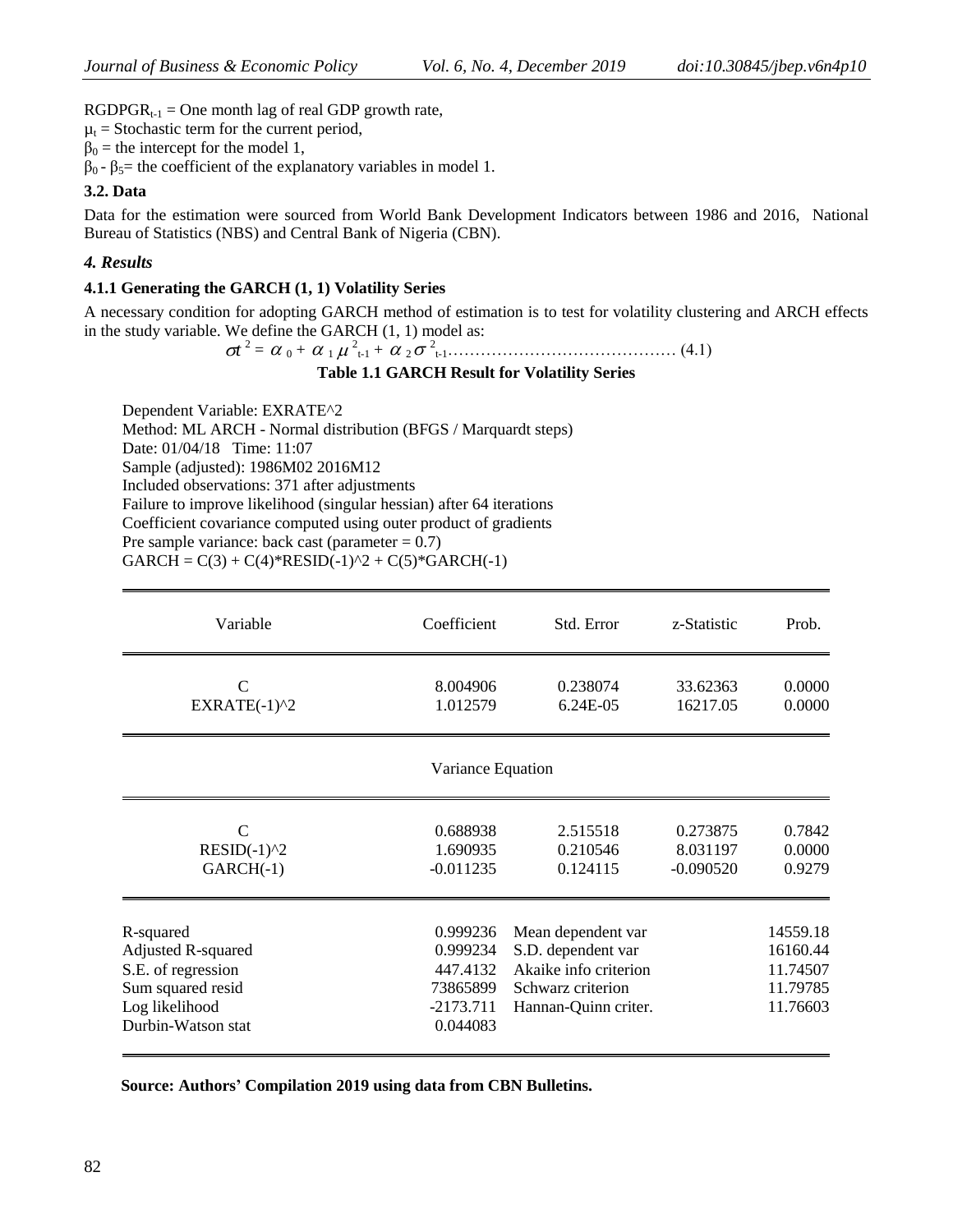$RGDPGR_{t-1}$ = One month lag of real GDP growth rate,

$\mu_t$ = Stochastic term for the current period,

$\beta_0$ = the intercept for the model 1,

$\beta_0$ - $\beta_5$= the coefficient of the explanatory variables in model 1.

### 3.2. Data

Data for the estimation were sourced from World Bank Development Indicators between 1986 and 2016, National Bureau of Statistics (NBS) and Central Bank of Nigeria (CBN).

## *4. Results*

### 4.1.1 Generating the GARCH (1, 1) Volatility Series

A necessary condition for adopting GARCH method of estimation is to test for volatility clustering and ARCH effects in the study variable. We define the GARCH (1, 1) model as:

$$\sigma t^2 = \alpha_0 + \alpha_1 \mu^2_{t-1} + \alpha_2 \sigma^2_{t-1} \quad \text{……………………………………} (4.1)$$

**Table 1.1 GARCH Result for Volatility Series**

Dependent Variable: EXRATE^2
Method: ML ARCH - Normal distribution (BFGS / Marquardt steps)
Date: 01/04/18 Time: 11:07
Sample (adjusted): 1986M02 2016M12
Included observations: 371 after adjustments
Failure to improve likelihood (singular hessian) after 64 iterations
Coefficient covariance computed using outer product of gradients
Pre sample variance: back cast (parameter = 0.7)
GARCH = C(3) + C(4)*RESID(-1)^2 + C(5)*GARCH(-1)

| Variable | Coefficient | Std. Error | z-Statistic | Prob. |
|---|---|---|---|---|
| C | 8.004906 | 0.238074 | 33.62363 | 0.0000 |
| EXRATE(-1)^2 | 1.012579 | 6.24E-05 | 16217.05 | 0.0000 |
| | | Variance Equation | | |
| C | 0.688938 | 2.515518 | 0.273875 | 0.7842 |
| RESID(-1)^2 | 1.690935 | 0.210546 | 8.031197 | 0.0000 |
| GARCH(-1) | -0.011235 | 0.124115 | -0.090520 | 0.9279 |

| | | | |
|---|---|---|---|
| R-squared | 0.999236 | Mean dependent var | 14559.18 |
| Adjusted R-squared | 0.999234 | S.D. dependent var | 16160.44 |
| S.E. of regression | 447.4132 | Akaike info criterion | 11.74507 |
| Sum squared resid | 73865899 | Schwarz criterion | 11.79785 |
| Log likelihood | -2173.711 | Hannan-Quinn criter. | 11.76603 |
| Durbin-Watson stat | 0.044083 | | |

**Source: Authors' Compilation 2019 using data from CBN Bulletins.**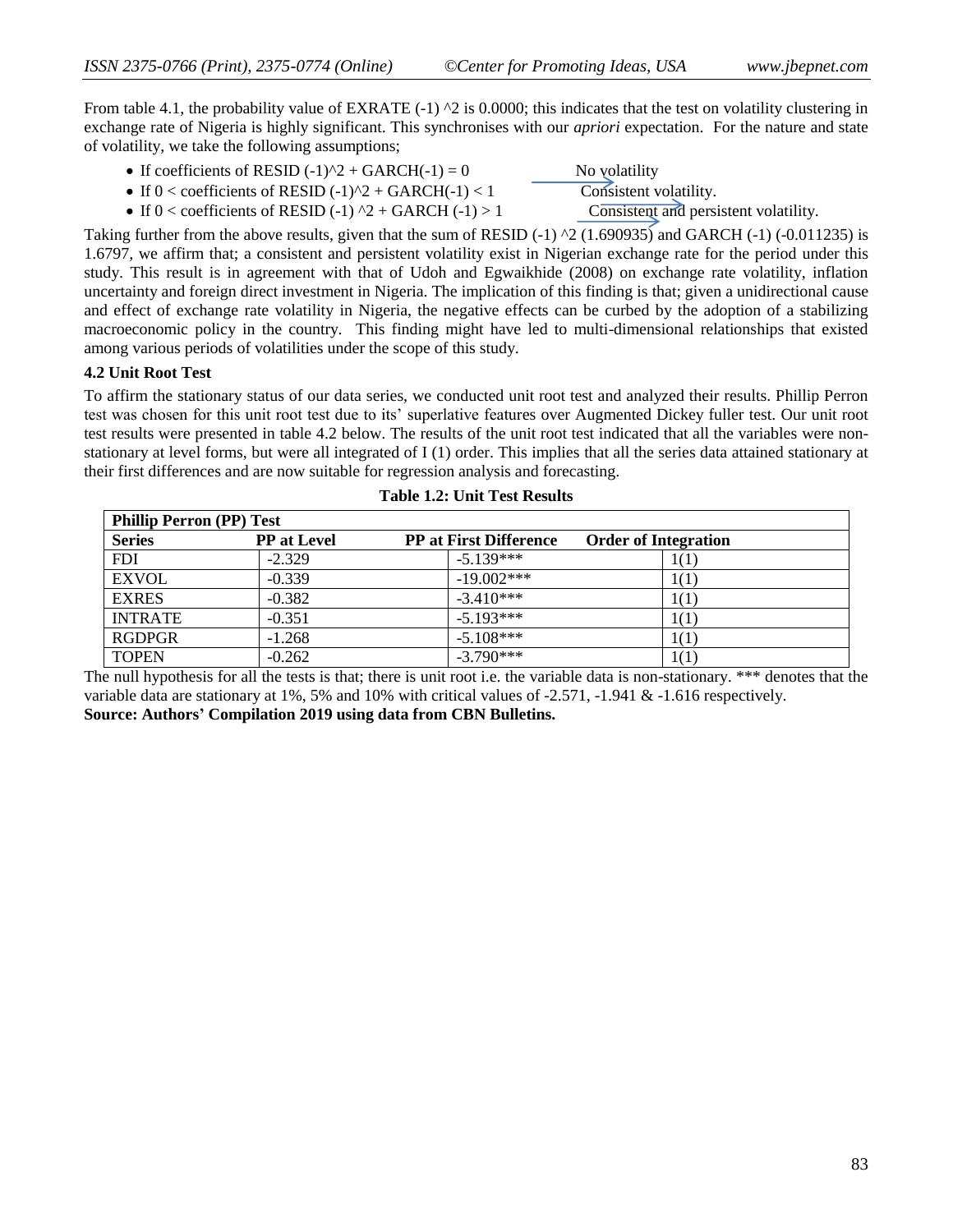From table 4.1, the probability value of EXRATE (-1) ^2 is 0.0000; this indicates that the test on volatility clustering in exchange rate of Nigeria is highly significant. This synchronises with our *apriori* expectation. For the nature and state of volatility, we take the following assumptions;

- If coefficients of RESID (-1)^2 + GARCH(-1) = 0 → No volatility
- If 0 < coefficients of RESID (-1)^2 + GARCH(-1) < 1 → Consistent volatility.
- If 0 < coefficients of RESID (-1) ^2 + GARCH (-1) > 1 → Consistent and persistent volatility.

Taking further from the above results, given that the sum of RESID (-1) ^2 (1.690935) and GARCH (-1) (-0.011235) is 1.6797, we affirm that; a consistent and persistent volatility exist in Nigerian exchange rate for the period under this study. This result is in agreement with that of Udoh and Egwaikhide (2008) on exchange rate volatility, inflation uncertainty and foreign direct investment in Nigeria. The implication of this finding is that; given a unidirectional cause and effect of exchange rate volatility in Nigeria, the negative effects can be curbed by the adoption of a stabilizing macroeconomic policy in the country. This finding might have led to multi-dimensional relationships that existed among various periods of volatilities under the scope of this study.

**4.2 Unit Root Test**

To affirm the stationary status of our data series, we conducted unit root test and analyzed their results. Phillip Perron test was chosen for this unit root test due to its' superlative features over Augmented Dickey fuller test. Our unit root test results were presented in table 4.2 below. The results of the unit root test indicated that all the variables were non-stationary at level forms, but were all integrated of I (1) order. This implies that all the series data attained stationary at their first differences and are now suitable for regression analysis and forecasting.

**Table 1.2: Unit Test Results**

| **Phillip Perron (PP) Test** | | | |
|---|---|---|---|
| **Series** | **PP at Level** | **PP at First Difference** | **Order of Integration** |
| FDI | -2.329 | -5.139*** | 1(1) |
| EXVOL | -0.339 | -19.002*** | 1(1) |
| EXRES | -0.382 | -3.410*** | 1(1) |
| INTRATE | -0.351 | -5.193*** | 1(1) |
| RGDPGR | -1.268 | -5.108*** | 1(1) |
| TOPEN | -0.262 | -3.790*** | 1(1) |

The null hypothesis for all the tests is that; there is unit root i.e. the variable data is non-stationary. *** denotes that the variable data are stationary at 1%, 5% and 10% with critical values of -2.571, -1.941 & -1.616 respectively.

**Source: Authors' Compilation 2019 using data from CBN Bulletins.**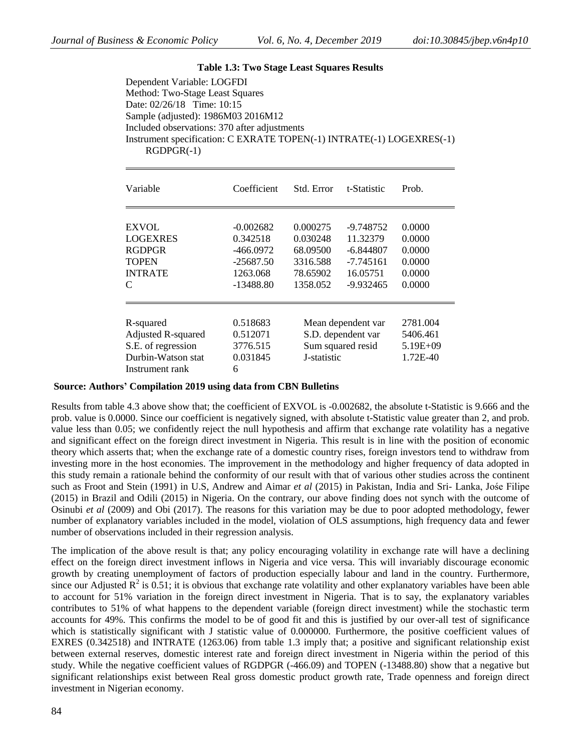**Table 1.3: Two Stage Least Squares Results**

Dependent Variable: LOGFDI
Method: Two-Stage Least Squares
Date: 02/26/18 Time: 10:15
Sample (adjusted): 1986M03 2016M12
Included observations: 370 after adjustments
Instrument specification: C EXRATE TOPEN(-1) INTRATE(-1) LOGEXRES(-1) RGDPGR(-1)

| Variable | Coefficient | Std. Error | t-Statistic | Prob. |
|---|---|---|---|---|
| EXVOL | -0.002682 | 0.000275 | -9.748752 | 0.0000 |
| LOGEXRES | 0.342518 | 0.030248 | 11.32379 | 0.0000 |
| RGDPGR | -466.0972 | 68.09500 | -6.844807 | 0.0000 |
| TOPEN | -25687.50 | 3316.588 | -7.745161 | 0.0000 |
| INTRATE | 1263.068 | 78.65902 | 16.05751 | 0.0000 |
| C | -13488.80 | 1358.052 | -9.932465 | 0.0000 |

| | | | |
|---|---|---|---|
| R-squared | 0.518683 | Mean dependent var | 2781.004 |
| Adjusted R-squared | 0.512071 | S.D. dependent var | 5406.461 |
| S.E. of regression | 3776.515 | Sum squared resid | 5.19E+09 |
| Durbin-Watson stat | 0.031845 | J-statistic | 1.72E-40 |
| Instrument rank | 6 | | |

**Source: Authors' Compilation 2019 using data from CBN Bulletins**

Results from table 4.3 above show that; the coefficient of EXVOL is -0.002682, the absolute t-Statistic is 9.666 and the prob. value is 0.0000. Since our coefficient is negatively signed, with absolute t-Statistic value greater than 2, and prob. value less than 0.05; we confidently reject the null hypothesis and affirm that exchange rate volatility has a negative and significant effect on the foreign direct investment in Nigeria. This result is in line with the position of economic theory which asserts that; when the exchange rate of a domestic country rises, foreign investors tend to withdraw from investing more in the host economies. The improvement in the methodology and higher frequency of data adopted in this study remain a rationale behind the conformity of our result with that of various other studies across the continent such as Froot and Stein (1991) in U.S, Andrew and Aimar *et al* (2015) in Pakistan, India and Sri- Lanka, Jośe Filipe (2015) in Brazil and Odili (2015) in Nigeria. On the contrary, our above finding does not synch with the outcome of Osinubi *et al* (2009) and Obi (2017). The reasons for this variation may be due to poor adopted methodology, fewer number of explanatory variables included in the model, violation of OLS assumptions, high frequency data and fewer number of observations included in their regression analysis.

The implication of the above result is that; any policy encouraging volatility in exchange rate will have a declining effect on the foreign direct investment inflows in Nigeria and vice versa. This will invariably discourage economic growth by creating unemployment of factors of production especially labour and land in the country. Furthermore, since our Adjusted $R^2$ is 0.51; it is obvious that exchange rate volatility and other explanatory variables have been able to account for 51% variation in the foreign direct investment in Nigeria. That is to say, the explanatory variables contributes to 51% of what happens to the dependent variable (foreign direct investment) while the stochastic term accounts for 49%. This confirms the model to be of good fit and this is justified by our over-all test of significance which is statistically significant with J statistic value of 0.000000. Furthermore, the positive coefficient values of EXRES (0.342518) and INTRATE (1263.06) from table 1.3 imply that; a positive and significant relationship exist between external reserves, domestic interest rate and foreign direct investment in Nigeria within the period of this study. While the negative coefficient values of RGDPGR (-466.09) and TOPEN (-13488.80) show that a negative but significant relationships exist between Real gross domestic product growth rate, Trade openness and foreign direct investment in Nigerian economy.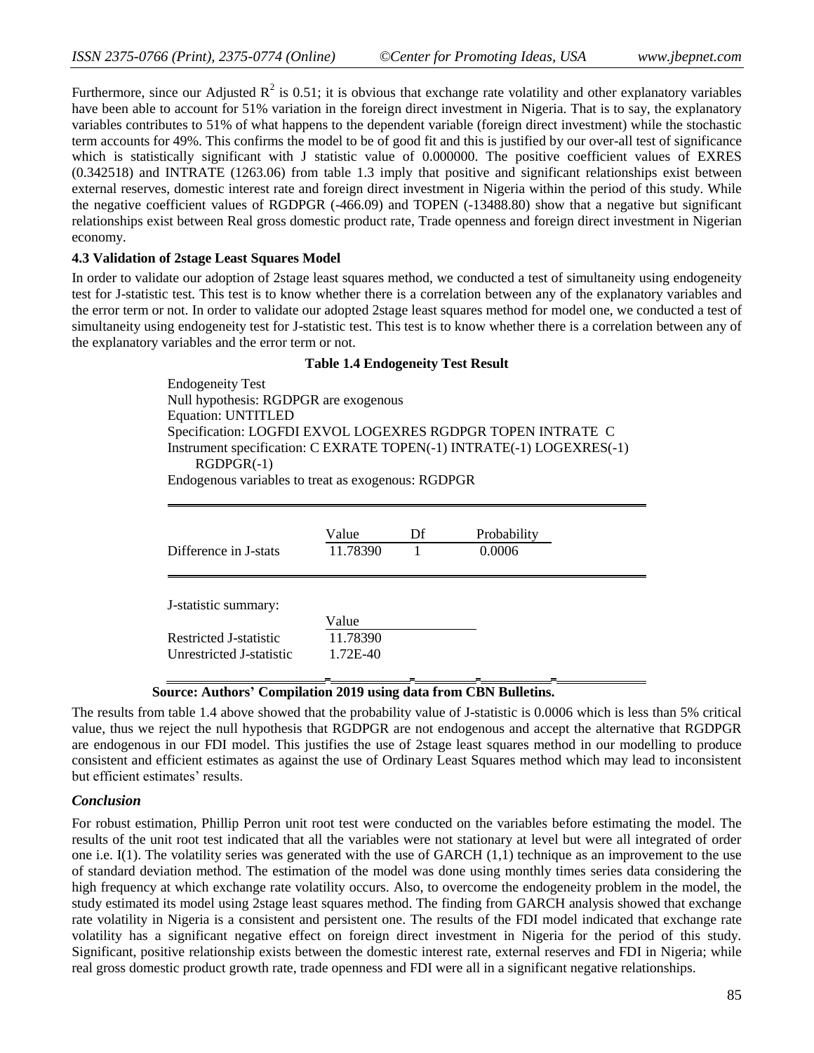Furthermore, since our Adjusted $R^2$ is 0.51; it is obvious that exchange rate volatility and other explanatory variables have been able to account for 51% variation in the foreign direct investment in Nigeria. That is to say, the explanatory variables contributes to 51% of what happens to the dependent variable (foreign direct investment) while the stochastic term accounts for 49%. This confirms the model to be of good fit and this is justified by our over-all test of significance which is statistically significant with J statistic value of 0.000000. The positive coefficient values of EXRES (0.342518) and INTRATE (1263.06) from table 1.3 imply that positive and significant relationships exist between external reserves, domestic interest rate and foreign direct investment in Nigeria within the period of this study. While the negative coefficient values of RGDPGR (-466.09) and TOPEN (-13488.80) show that a negative but significant relationships exist between Real gross domestic product rate, Trade openness and foreign direct investment in Nigerian economy.

### 4.3 Validation of 2stage Least Squares Model

In order to validate our adoption of 2stage least squares method, we conducted a test of simultaneity using endogeneity test for J-statistic test. This test is to know whether there is a correlation between any of the explanatory variables and the error term or not. In order to validate our adopted 2stage least squares method for model one, we conducted a test of simultaneity using endogeneity test for J-statistic test. This test is to know whether there is a correlation between any of the explanatory variables and the error term or not.

**Table 1.4 Endogeneity Test Result**

Endogeneity Test
Null hypothesis: RGDPGR are exogenous
Equation: UNTITLED
Specification: LOGFDI EXVOL LOGEXRES RGDPGR TOPEN INTRATE C
Instrument specification: C EXRATE TOPEN(-1) INTRATE(-1) LOGEXRES(-1) RGDPGR(-1)
Endogenous variables to treat as exogenous: RGDPGR

| | Value | Df | Probability |
|---|---|---|---|
| Difference in J-stats | 11.78390 | 1 | 0.0006 |

J-statistic summary:

| | Value |
|---|---|
| Restricted J-statistic | 11.78390 |
| Unrestricted J-statistic | 1.72E-40 |

**Source: Authors' Compilation 2019 using data from CBN Bulletins.**

The results from table 1.4 above showed that the probability value of J-statistic is 0.0006 which is less than 5% critical value, thus we reject the null hypothesis that RGDPGR are not endogenous and accept the alternative that RGDPGR are endogenous in our FDI model. This justifies the use of 2stage least squares method in our modelling to produce consistent and efficient estimates as against the use of Ordinary Least Squares method which may lead to inconsistent but efficient estimates' results.

### *Conclusion*

For robust estimation, Phillip Perron unit root test were conducted on the variables before estimating the model. The results of the unit root test indicated that all the variables were not stationary at level but were all integrated of order one i.e. I(1). The volatility series was generated with the use of GARCH (1,1) technique as an improvement to the use of standard deviation method. The estimation of the model was done using monthly times series data considering the high frequency at which exchange rate volatility occurs. Also, to overcome the endogeneity problem in the model, the study estimated its model using 2stage least squares method. The finding from GARCH analysis showed that exchange rate volatility in Nigeria is a consistent and persistent one. The results of the FDI model indicated that exchange rate volatility has a significant negative effect on foreign direct investment in Nigeria for the period of this study. Significant, positive relationship exists between the domestic interest rate, external reserves and FDI in Nigeria; while real gross domestic product growth rate, trade openness and FDI were all in a significant negative relationships.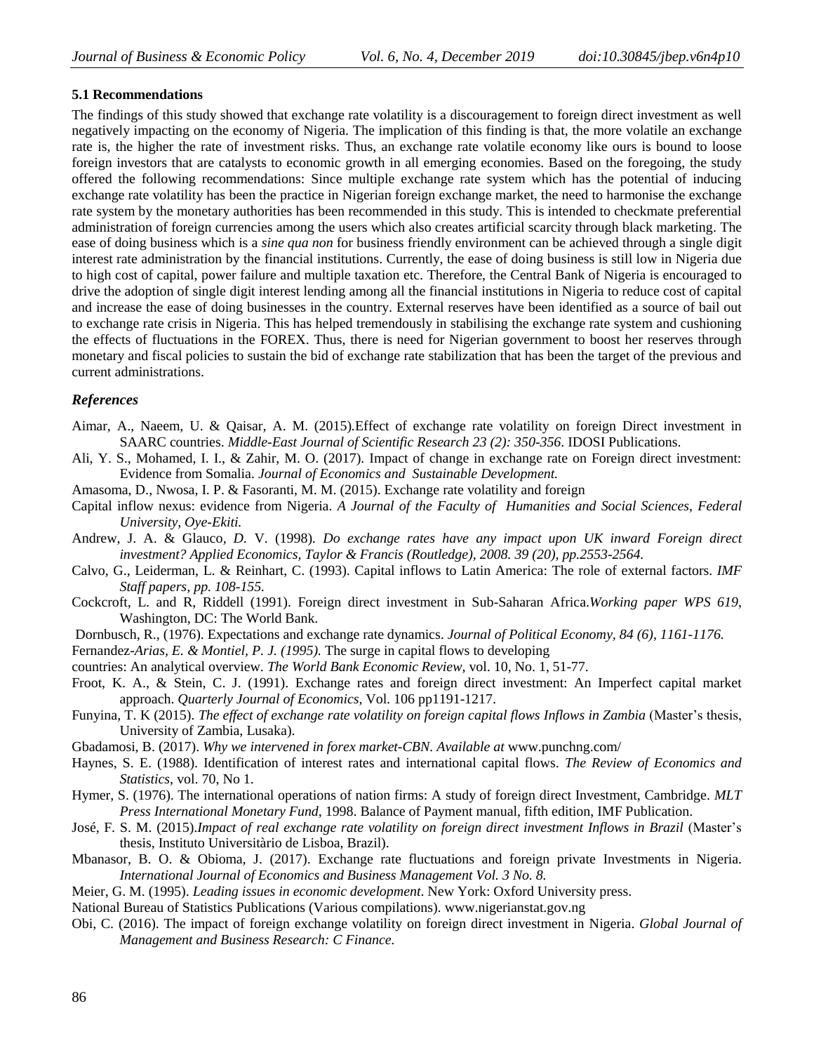### 5.1 Recommendations

The findings of this study showed that exchange rate volatility is a discouragement to foreign direct investment as well negatively impacting on the economy of Nigeria. The implication of this finding is that, the more volatile an exchange rate is, the higher the rate of investment risks. Thus, an exchange rate volatile economy like ours is bound to loose foreign investors that are catalysts to economic growth in all emerging economies. Based on the foregoing, the study offered the following recommendations: Since multiple exchange rate system which has the potential of inducing exchange rate volatility has been the practice in Nigerian foreign exchange market, the need to harmonise the exchange rate system by the monetary authorities has been recommended in this study. This is intended to checkmate preferential administration of foreign currencies among the users which also creates artificial scarcity through black marketing. The ease of doing business which is a *sine qua non* for business friendly environment can be achieved through a single digit interest rate administration by the financial institutions. Currently, the ease of doing business is still low in Nigeria due to high cost of capital, power failure and multiple taxation etc. Therefore, the Central Bank of Nigeria is encouraged to drive the adoption of single digit interest lending among all the financial institutions in Nigeria to reduce cost of capital and increase the ease of doing businesses in the country. External reserves have been identified as a source of bail out to exchange rate crisis in Nigeria. This has helped tremendously in stabilising the exchange rate system and cushioning the effects of fluctuations in the FOREX. Thus, there is need for Nigerian government to boost her reserves through monetary and fiscal policies to sustain the bid of exchange rate stabilization that has been the target of the previous and current administrations.

### *References*

Aimar, A., Naeem, U. & Qaisar, A. M. (2015).Effect of exchange rate volatility on foreign Direct investment in SAARC countries. *Middle-East Journal of Scientific Research 23 (2): 350-356*. IDOSI Publications.

Ali, Y. S., Mohamed, I. I., & Zahir, M. O. (2017). Impact of change in exchange rate on Foreign direct investment: Evidence from Somalia. *Journal of Economics and Sustainable Development.*

Amasoma, D., Nwosa, I. P. & Fasoranti, M. M. (2015). Exchange rate volatility and foreign

Capital inflow nexus: evidence from Nigeria. *A Journal of the Faculty of Humanities and Social Sciences, Federal University, Oye-Ekiti.*

Andrew, J. A. & Glauco, *D*. V. (1998). *Do exchange rates have any impact upon UK inward Foreign direct investment? Applied Economics, Taylor & Francis (Routledge), 2008. 39 (20), pp.2553-2564.*

Calvo, G., Leiderman, L. & Reinhart, C. (1993). Capital inflows to Latin America: The role of external factors. *IMF Staff papers, pp. 108-155.*

Cockcroft, L. and R, Riddell (1991). Foreign direct investment in Sub-Saharan Africa.*Working paper WPS 619*, Washington, DC: The World Bank.

Dornbusch, R., (1976). Expectations and exchange rate dynamics. *Journal of Political Economy, 84 (6), 1161-1176.*

Fernandez-*Arias, E. & Montiel, P. J. (1995).* The surge in capital flows to developing

countries: An analytical overview. *The World Bank Economic Review,* vol. 10, No. 1, 51-77.

Froot, K. A., & Stein, C. J. (1991). Exchange rates and foreign direct investment: An Imperfect capital market approach. *Quarterly Journal of Economics,* Vol. 106 pp1191-1217.

Funyina, T. K (2015). *The effect of exchange rate volatility on foreign capital flows Inflows in Zambia* (Master's thesis, University of Zambia, Lusaka).

Gbadamosi, B. (2017). *Why we intervened in forex market-CBN. Available at* www.punchng.com/

Haynes, S. E. (1988). Identification of interest rates and international capital flows. *The Review of Economics and Statistics*, vol. 70, No 1.

Hymer, S. (1976). The international operations of nation firms: A study of foreign direct Investment, Cambridge. *MLT Press International Monetary Fund*, 1998. Balance of Payment manual, fifth edition, IMF Publication.

José, F. S. M. (2015).*Impact of real exchange rate volatility on foreign direct investment Inflows in Brazil* (Master's thesis, Instituto Universitàrio de Lisboa, Brazil).

Mbanasor, B. O. & Obioma, J. (2017). Exchange rate fluctuations and foreign private Investments in Nigeria. *International Journal of Economics and Business Management Vol. 3 No. 8.*

Meier, G. M. (1995). *Leading issues in economic development*. New York: Oxford University press.

National Bureau of Statistics Publications (Various compilations). www.nigerianstat.gov.ng

Obi, C. (2016). The impact of foreign exchange volatility on foreign direct investment in Nigeria. *Global Journal of Management and Business Research: C Finance.*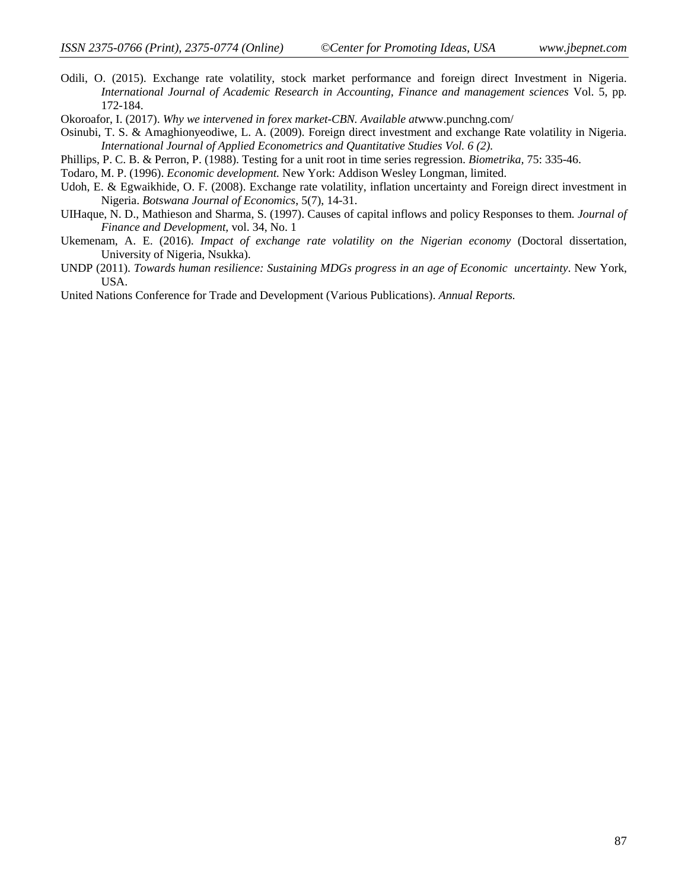Odili, O. (2015). Exchange rate volatility, stock market performance and foreign direct Investment in Nigeria. *International Journal of Academic Research in Accounting, Finance and management sciences* Vol. 5, pp. 172-184.

Okoroafor, I. (2017). *Why we intervened in forex market-CBN. Available at*www.punchng.com/

Osinubi, T. S. & Amaghionyeodiwe, L. A. (2009). Foreign direct investment and exchange Rate volatility in Nigeria. *International Journal of Applied Econometrics and Quantitative Studies Vol. 6 (2).*

Phillips, P. C. B. & Perron, P. (1988). Testing for a unit root in time series regression. *Biometrika*, 75: 335-46.

Todaro, M. P. (1996). *Economic development.* New York: Addison Wesley Longman, limited.

Udoh, E. & Egwaikhide, O. F. (2008). Exchange rate volatility, inflation uncertainty and Foreign direct investment in Nigeria. *Botswana Journal of Economics*, 5(7), 14-31.

UIHaque, N. D., Mathieson and Sharma, S. (1997). Causes of capital inflows and policy Responses to them. *Journal of Finance and Development*, vol. 34, No. 1

Ukemenam, A. E. (2016). *Impact of exchange rate volatility on the Nigerian economy* (Doctoral dissertation, University of Nigeria, Nsukka).

UNDP (2011). *Towards human resilience: Sustaining MDGs progress in an age of Economic uncertainty*. New York, USA.

United Nations Conference for Trade and Development (Various Publications). *Annual Reports.*